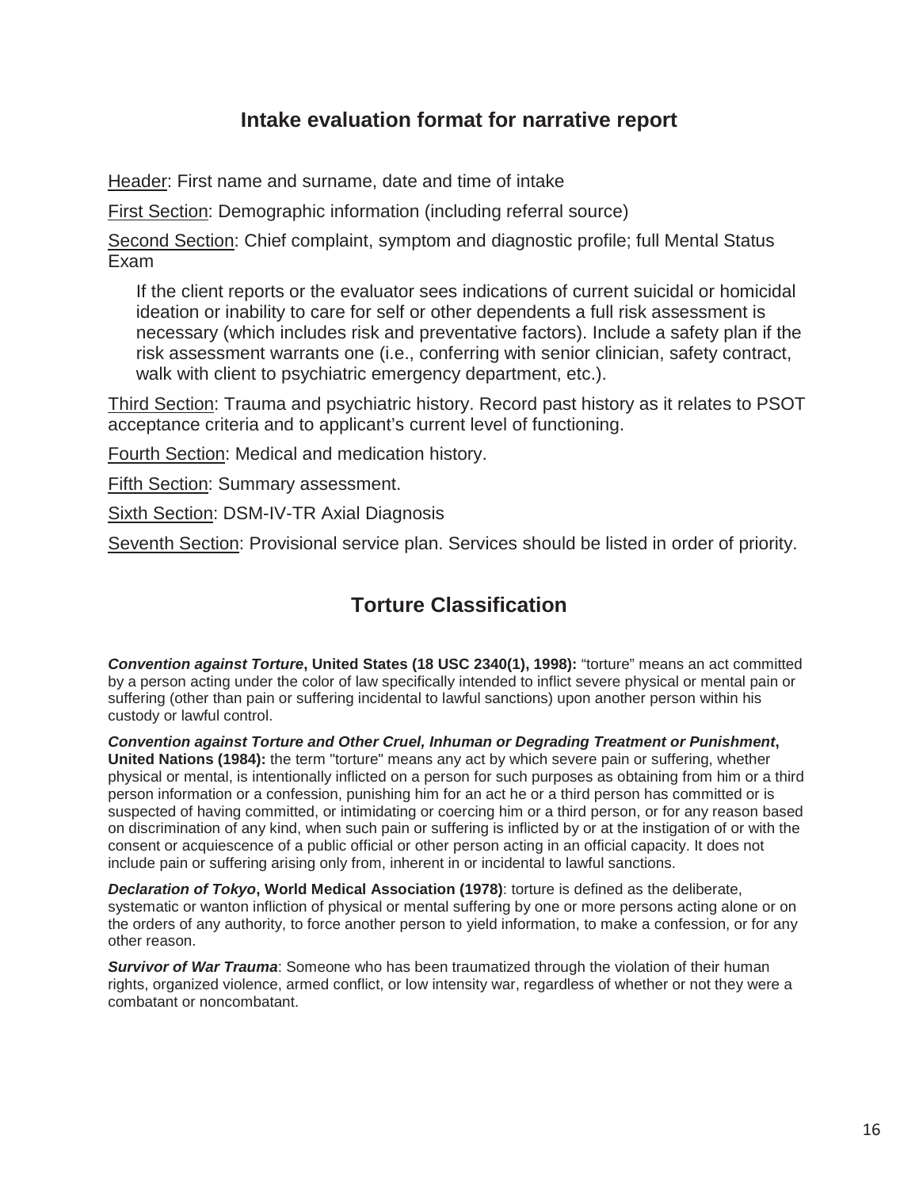## Intake evaluation format for narrative report

Header: First name and surname, date and time of intake

First Section: Demographic information (including referral source)

Second Section: Chief complaint, symptom and diagnostic profile; full Mental Status Exam

> If the client reports or the evaluator sees indications of current suicidal or homicidal ideation or inability to care for self or other dependents a full risk assessment is necessary (which includes risk and preventative factors). Include a safety plan if the risk assessment warrants one (i.e., conferring with senior clinician, safety contract, walk with client to psychiatric emergency department, etc.).

Third Section: Trauma and psychiatric history. Record past history as it relates to PSOT acceptance criteria and to applicant's current level of functioning.

Fourth Section: Medical and medication history.

Fifth Section: Summary assessment.

Sixth Section: DSM-IV-TR Axial Diagnosis

Seventh Section: Provisional service plan. Services should be listed in order of priority.

## Torture Classification

***Convention against Torture*, United States (18 USC 2340(1), 1998):** "torture" means an act committed by a person acting under the color of law specifically intended to inflict severe physical or mental pain or suffering (other than pain or suffering incidental to lawful sanctions) upon another person within his custody or lawful control.

***Convention against Torture and Other Cruel, Inhuman or Degrading Treatment or Punishment*, United Nations (1984):** the term "torture" means any act by which severe pain or suffering, whether physical or mental, is intentionally inflicted on a person for such purposes as obtaining from him or a third person information or a confession, punishing him for an act he or a third person has committed or is suspected of having committed, or intimidating or coercing him or a third person, or for any reason based on discrimination of any kind, when such pain or suffering is inflicted by or at the instigation of or with the consent or acquiescence of a public official or other person acting in an official capacity. It does not include pain or suffering arising only from, inherent in or incidental to lawful sanctions.

***Declaration of Tokyo*, World Medical Association (1978)**: torture is defined as the deliberate, systematic or wanton infliction of physical or mental suffering by one or more persons acting alone or on the orders of any authority, to force another person to yield information, to make a confession, or for any other reason.

***Survivor of War Trauma***: Someone who has been traumatized through the violation of their human rights, organized violence, armed conflict, or low intensity war, regardless of whether or not they were a combatant or noncombatant.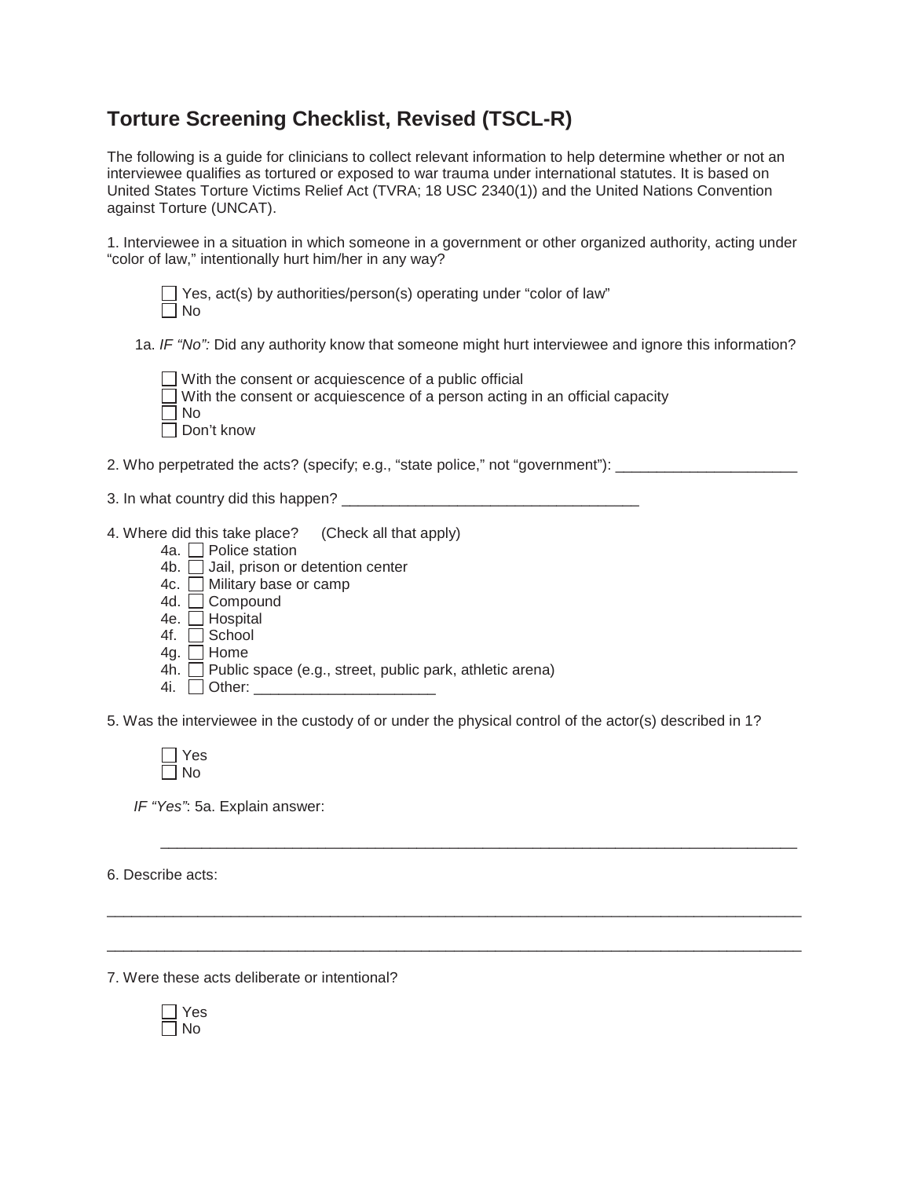# Torture Screening Checklist, Revised (TSCL-R)

The following is a guide for clinicians to collect relevant information to help determine whether or not an interviewee qualifies as tortured or exposed to war trauma under international statutes. It is based on United States Torture Victims Relief Act (TVRA; 18 USC 2340(1)) and the United Nations Convention against Torture (UNCAT).

1. Interviewee in a situation in which someone in a government or other organized authority, acting under "color of law," intentionally hurt him/her in any way?

   - ☐ Yes, act(s) by authorities/person(s) operating under "color of law"
   - ☐ No

   1a. *IF "No":* Did any authority know that someone might hurt interviewee and ignore this information?

   - ☐ With the consent or acquiescence of a public official
   - ☐ With the consent or acquiescence of a person acting in an official capacity
   - ☐ No
   - ☐ Don't know

2. Who perpetrated the acts? (specify; e.g., "state police," not "government"): ______________________

3. In what country did this happen? ____________________________________

4. Where did this take place? (Check all that apply)

   - 4a. ☐ Police station
   - 4b. ☐ Jail, prison or detention center
   - 4c. ☐ Military base or camp
   - 4d. ☐ Compound
   - 4e. ☐ Hospital
   - 4f. ☐ School
   - 4g. ☐ Home
   - 4h. ☐ Public space (e.g., street, public park, athletic arena)
   - 4i. ☐ Other: ______________________

5. Was the interviewee in the custody of or under the physical control of the actor(s) described in 1?

   - ☐ Yes
   - ☐ No

   *IF "Yes"*: 5a. Explain answer:

   ________________________________________________________________________________

6. Describe acts:

________________________________________________________________________________

________________________________________________________________________________

7. Were these acts deliberate or intentional?

   - ☐ Yes
   - ☐ No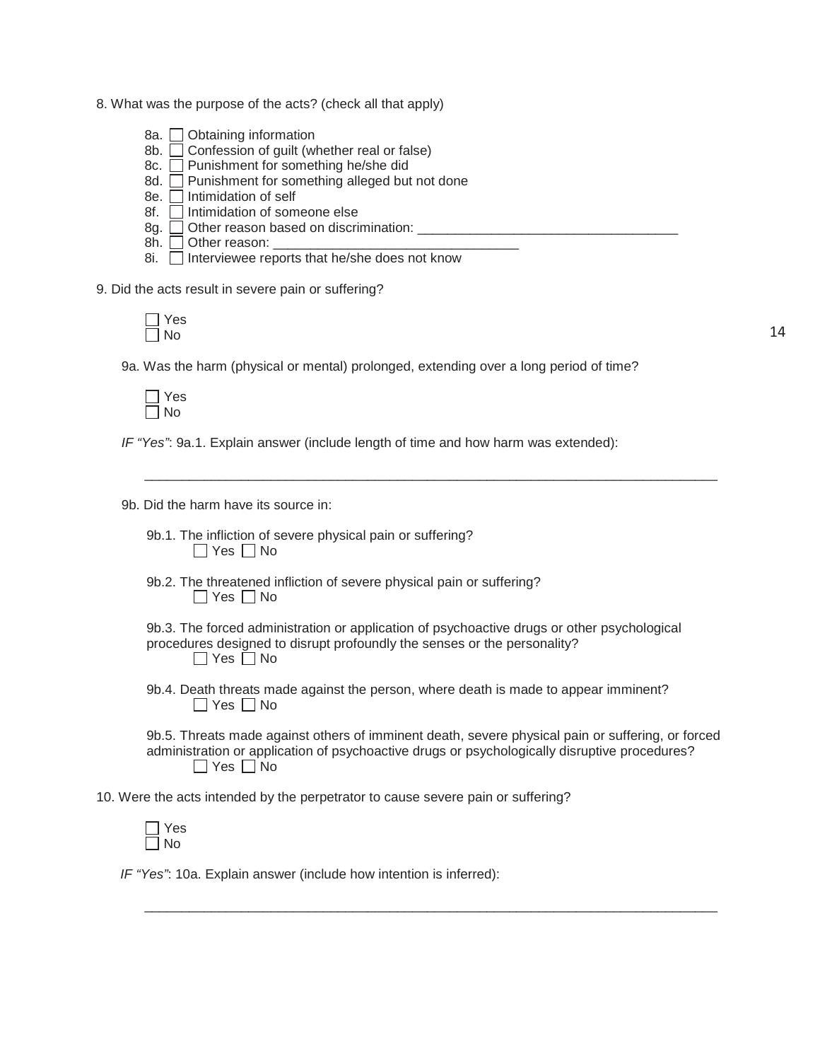8. What was the purpose of the acts? (check all that apply)

- 8a. ☐ Obtaining information
- 8b. ☐ Confession of guilt (whether real or false)
- 8c. ☐ Punishment for something he/she did
- 8d. ☐ Punishment for something alleged but not done
- 8e. ☐ Intimidation of self
- 8f. ☐ Intimidation of someone else
- 8g. ☐ Other reason based on discrimination: ___________________________________
- 8h. ☐ Other reason: _________________________________
- 8i. ☐ Interviewee reports that he/she does not know

9. Did the acts result in severe pain or suffering?

☐ Yes
☐ No

9a. Was the harm (physical or mental) prolonged, extending over a long period of time?

☐ Yes
☐ No

*IF "Yes"*: 9a.1. Explain answer (include length of time and how harm was extended):

_____________________________________________________________________________

9b. Did the harm have its source in:

9b.1. The infliction of severe physical pain or suffering?
☐ Yes ☐ No

9b.2. The threatened infliction of severe physical pain or suffering?
☐ Yes ☐ No

9b.3. The forced administration or application of psychoactive drugs or other psychological procedures designed to disrupt profoundly the senses or the personality?
☐ Yes ☐ No

9b.4. Death threats made against the person, where death is made to appear imminent?
☐ Yes ☐ No

9b.5. Threats made against others of imminent death, severe physical pain or suffering, or forced administration or application of psychoactive drugs or psychologically disruptive procedures?
☐ Yes ☐ No

10. Were the acts intended by the perpetrator to cause severe pain or suffering?

☐ Yes
☐ No

*IF "Yes"*: 10a. Explain answer (include how intention is inferred):

_____________________________________________________________________________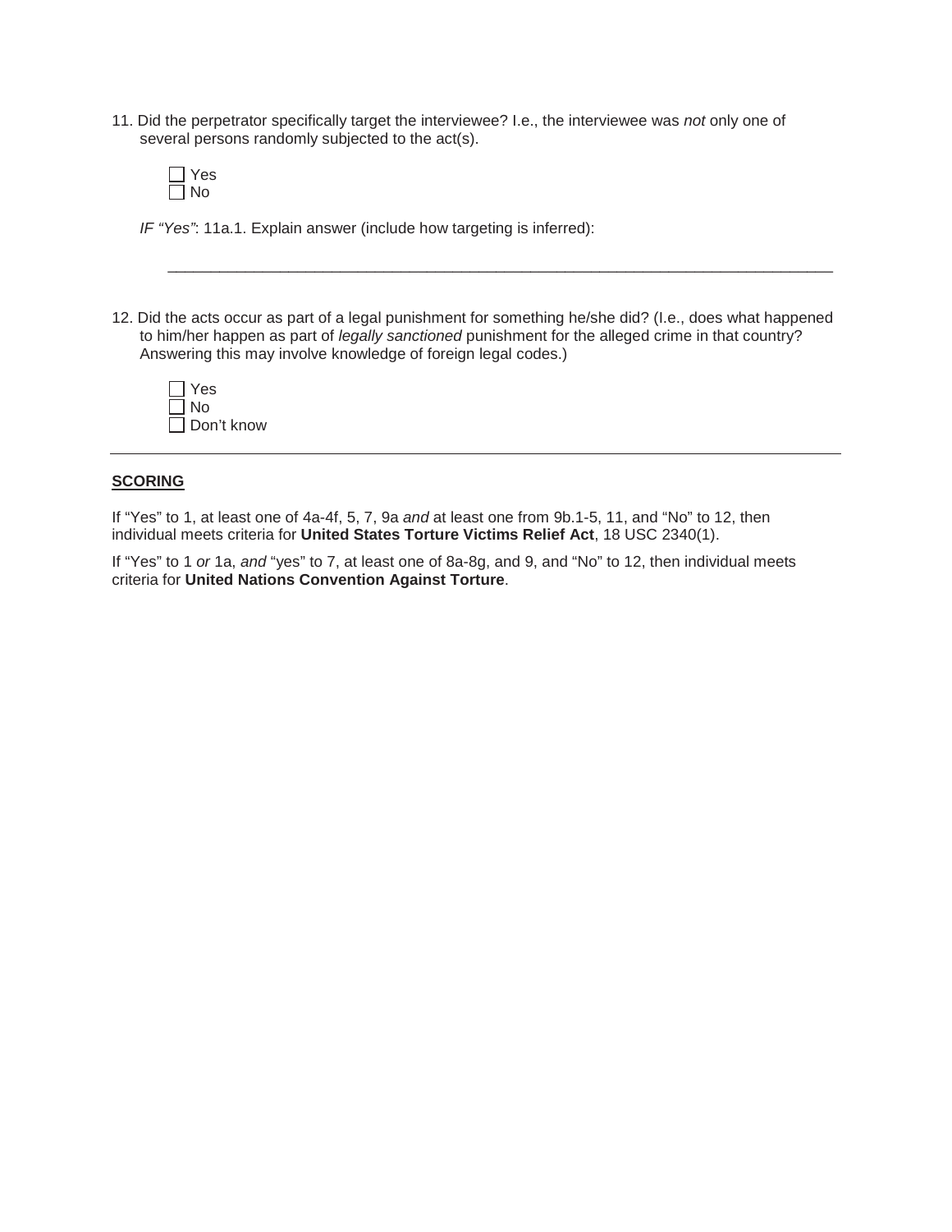11. Did the perpetrator specifically target the interviewee? I.e., the interviewee was *not* only one of several persons randomly subjected to the act(s).

   - [ ] Yes
   - [ ] No

   *IF "Yes"*: 11a.1. Explain answer (include how targeting is inferred):

   ______________________________________________________________________________

12. Did the acts occur as part of a legal punishment for something he/she did? (I.e., does what happened to him/her happen as part of *legally sanctioned* punishment for the alleged crime in that country? Answering this may involve knowledge of foreign legal codes.)

   - [ ] Yes
   - [ ] No
   - [ ] Don't know

---

**SCORING**

If "Yes" to 1, at least one of 4a-4f, 5, 7, 9a *and* at least one from 9b.1-5, 11, and "No" to 12, then individual meets criteria for **United States Torture Victims Relief Act**, 18 USC 2340(1).

If "Yes" to 1 *or* 1a, *and* "yes" to 7, at least one of 8a-8g, and 9, and "No" to 12, then individual meets criteria for **United Nations Convention Against Torture**.